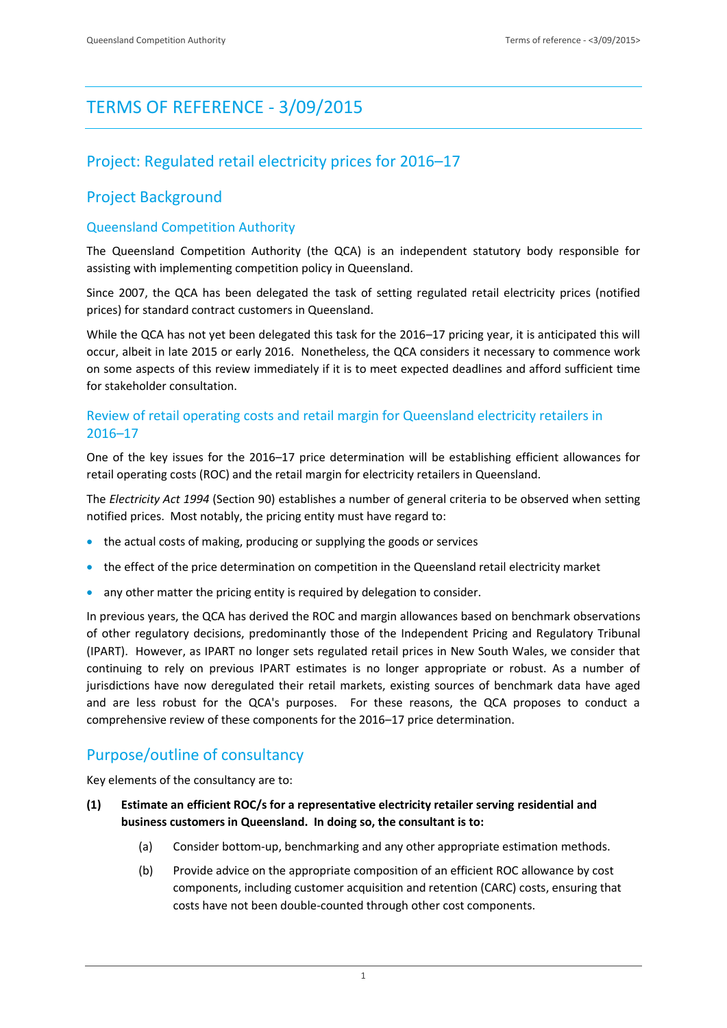# TERMS OF REFERENCE - 3/09/2015

## Project: Regulated retail electricity prices for 2016–17

## Project Background

### Queensland Competition Authority

The Queensland Competition Authority (the QCA) is an independent statutory body responsible for assisting with implementing competition policy in Queensland.

Since 2007, the QCA has been delegated the task of setting regulated retail electricity prices (notified prices) for standard contract customers in Queensland.

While the QCA has not yet been delegated this task for the 2016–17 pricing year, it is anticipated this will occur, albeit in late 2015 or early 2016. Nonetheless, the QCA considers it necessary to commence work on some aspects of this review immediately if it is to meet expected deadlines and afford sufficient time for stakeholder consultation.

### Review of retail operating costs and retail margin for Queensland electricity retailers in 2016–17

One of the key issues for the 2016–17 price determination will be establishing efficient allowances for retail operating costs (ROC) and the retail margin for electricity retailers in Queensland.

The *Electricity Act 1994* (Section 90) establishes a number of general criteria to be observed when setting notified prices. Most notably, the pricing entity must have regard to:

- the actual costs of making, producing or supplying the goods or services
- the effect of the price determination on competition in the Queensland retail electricity market
- any other matter the pricing entity is required by delegation to consider.

In previous years, the QCA has derived the ROC and margin allowances based on benchmark observations of other regulatory decisions, predominantly those of the Independent Pricing and Regulatory Tribunal (IPART). However, as IPART no longer sets regulated retail prices in New South Wales, we consider that continuing to rely on previous IPART estimates is no longer appropriate or robust. As a number of jurisdictions have now deregulated their retail markets, existing sources of benchmark data have aged and are less robust for the QCA's purposes. For these reasons, the QCA proposes to conduct a comprehensive review of these components for the 2016–17 price determination.

## Purpose/outline of consultancy

Key elements of the consultancy are to:

**(1) Estimate an efficient ROC/s for a representative electricity retailer serving residential and business customers in Queensland. In doing so, the consultant is to:**

(a) Consider bottom-up, benchmarking and any other appropriate estimation methods.

(b) Provide advice on the appropriate composition of an efficient ROC allowance by cost components, including customer acquisition and retention (CARC) costs, ensuring that costs have not been double-counted through other cost components.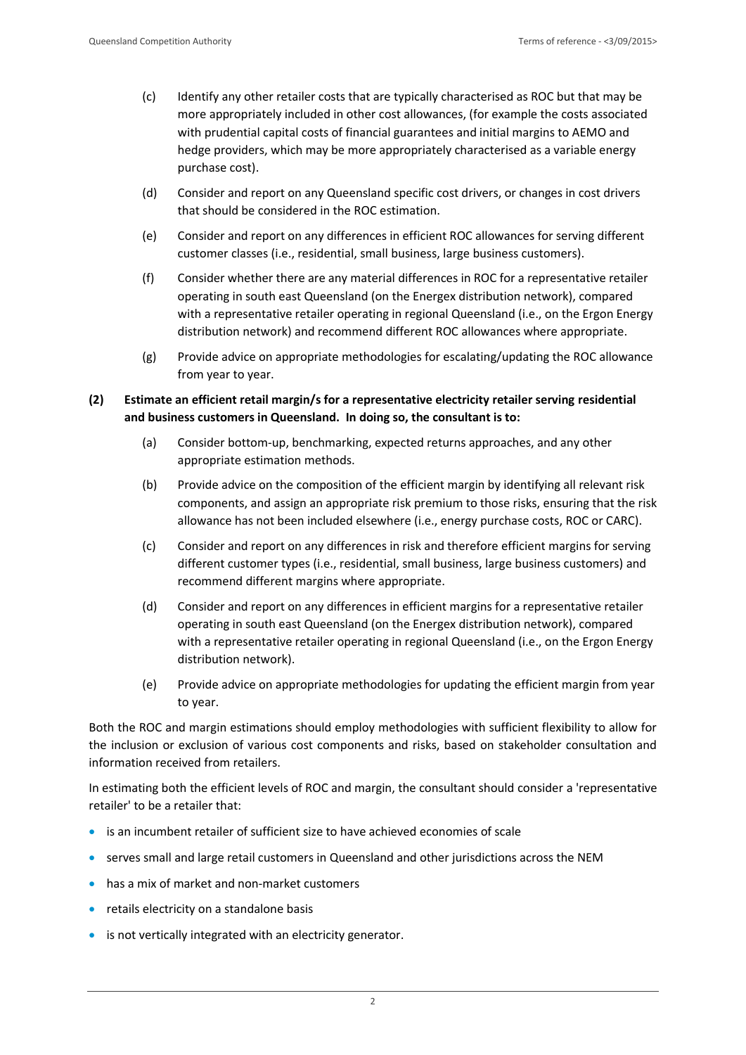(c) Identify any other retailer costs that are typically characterised as ROC but that may be more appropriately included in other cost allowances, (for example the costs associated with prudential capital costs of financial guarantees and initial margins to AEMO and hedge providers, which may be more appropriately characterised as a variable energy purchase cost).

(d) Consider and report on any Queensland specific cost drivers, or changes in cost drivers that should be considered in the ROC estimation.

(e) Consider and report on any differences in efficient ROC allowances for serving different customer classes (i.e., residential, small business, large business customers).

(f) Consider whether there are any material differences in ROC for a representative retailer operating in south east Queensland (on the Energex distribution network), compared with a representative retailer operating in regional Queensland (i.e., on the Ergon Energy distribution network) and recommend different ROC allowances where appropriate.

(g) Provide advice on appropriate methodologies for escalating/updating the ROC allowance from year to year.

**(2) Estimate an efficient retail margin/s for a representative electricity retailer serving residential and business customers in Queensland. In doing so, the consultant is to:**

(a) Consider bottom-up, benchmarking, expected returns approaches, and any other appropriate estimation methods.

(b) Provide advice on the composition of the efficient margin by identifying all relevant risk components, and assign an appropriate risk premium to those risks, ensuring that the risk allowance has not been included elsewhere (i.e., energy purchase costs, ROC or CARC).

(c) Consider and report on any differences in risk and therefore efficient margins for serving different customer types (i.e., residential, small business, large business customers) and recommend different margins where appropriate.

(d) Consider and report on any differences in efficient margins for a representative retailer operating in south east Queensland (on the Energex distribution network), compared with a representative retailer operating in regional Queensland (i.e., on the Ergon Energy distribution network).

(e) Provide advice on appropriate methodologies for updating the efficient margin from year to year.

Both the ROC and margin estimations should employ methodologies with sufficient flexibility to allow for the inclusion or exclusion of various cost components and risks, based on stakeholder consultation and information received from retailers.

In estimating both the efficient levels of ROC and margin, the consultant should consider a 'representative retailer' to be a retailer that:

- is an incumbent retailer of sufficient size to have achieved economies of scale
- serves small and large retail customers in Queensland and other jurisdictions across the NEM
- has a mix of market and non-market customers
- retails electricity on a standalone basis
- is not vertically integrated with an electricity generator.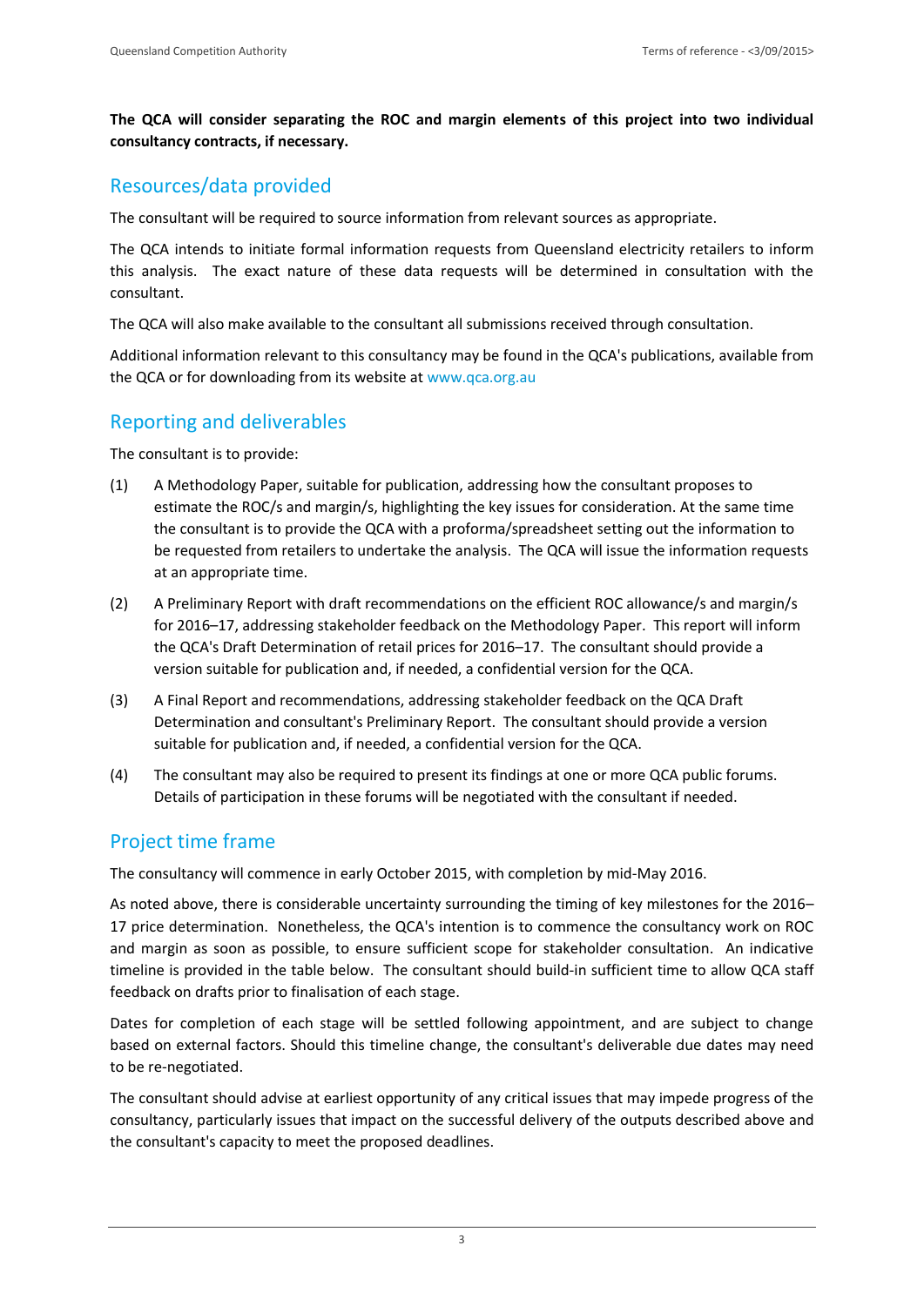**The QCA will consider separating the ROC and margin elements of this project into two individual consultancy contracts, if necessary.**

## Resources/data provided

The consultant will be required to source information from relevant sources as appropriate.

The QCA intends to initiate formal information requests from Queensland electricity retailers to inform this analysis. The exact nature of these data requests will be determined in consultation with the consultant.

The QCA will also make available to the consultant all submissions received through consultation.

Additional information relevant to this consultancy may be found in the QCA's publications, available from the QCA or for downloading from its website at www.qca.org.au

## Reporting and deliverables

The consultant is to provide:

(1) A Methodology Paper, suitable for publication, addressing how the consultant proposes to estimate the ROC/s and margin/s, highlighting the key issues for consideration. At the same time the consultant is to provide the QCA with a proforma/spreadsheet setting out the information to be requested from retailers to undertake the analysis. The QCA will issue the information requests at an appropriate time.

(2) A Preliminary Report with draft recommendations on the efficient ROC allowance/s and margin/s for 2016–17, addressing stakeholder feedback on the Methodology Paper. This report will inform the QCA's Draft Determination of retail prices for 2016–17. The consultant should provide a version suitable for publication and, if needed, a confidential version for the QCA.

(3) A Final Report and recommendations, addressing stakeholder feedback on the QCA Draft Determination and consultant's Preliminary Report. The consultant should provide a version suitable for publication and, if needed, a confidential version for the QCA.

(4) The consultant may also be required to present its findings at one or more QCA public forums. Details of participation in these forums will be negotiated with the consultant if needed.

## Project time frame

The consultancy will commence in early October 2015, with completion by mid-May 2016.

As noted above, there is considerable uncertainty surrounding the timing of key milestones for the 2016–17 price determination. Nonetheless, the QCA's intention is to commence the consultancy work on ROC and margin as soon as possible, to ensure sufficient scope for stakeholder consultation. An indicative timeline is provided in the table below. The consultant should build-in sufficient time to allow QCA staff feedback on drafts prior to finalisation of each stage.

Dates for completion of each stage will be settled following appointment, and are subject to change based on external factors. Should this timeline change, the consultant's deliverable due dates may need to be re-negotiated.

The consultant should advise at earliest opportunity of any critical issues that may impede progress of the consultancy, particularly issues that impact on the successful delivery of the outputs described above and the consultant's capacity to meet the proposed deadlines.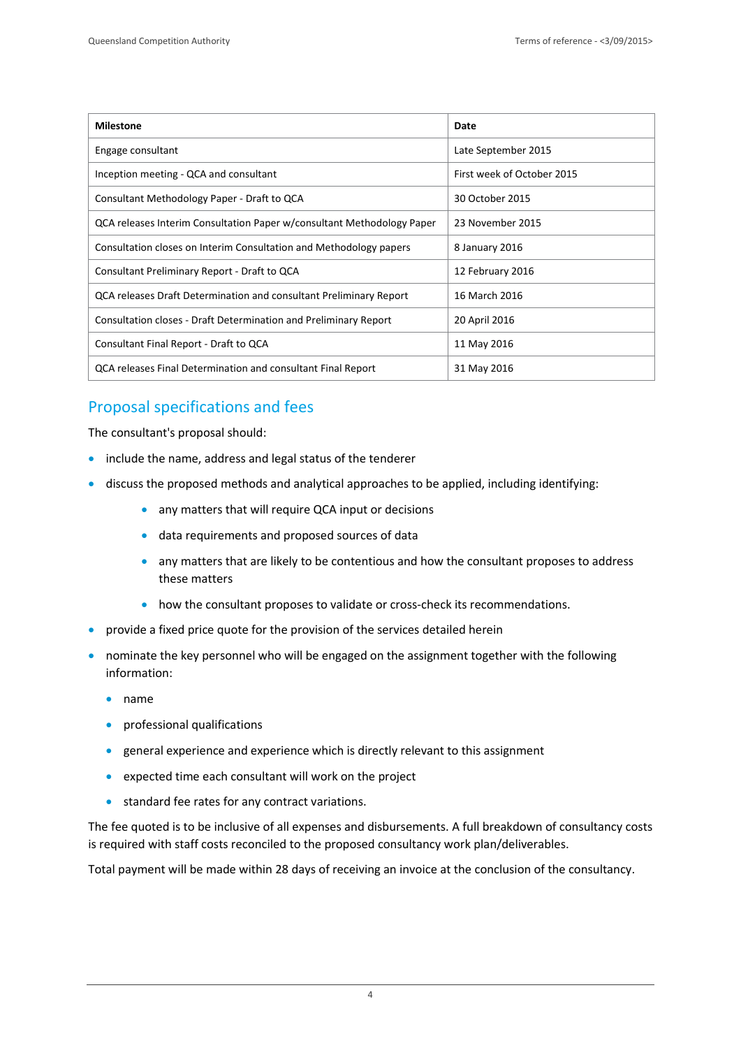| Milestone | Date |
| --- | --- |
| Engage consultant | Late September 2015 |
| Inception meeting - QCA and consultant | First week of October 2015 |
| Consultant Methodology Paper - Draft to QCA | 30 October 2015 |
| QCA releases Interim Consultation Paper w/consultant Methodology Paper | 23 November 2015 |
| Consultation closes on Interim Consultation and Methodology papers | 8 January 2016 |
| Consultant Preliminary Report - Draft to QCA | 12 February 2016 |
| QCA releases Draft Determination and consultant Preliminary Report | 16 March 2016 |
| Consultation closes - Draft Determination and Preliminary Report | 20 April 2016 |
| Consultant Final Report - Draft to QCA | 11 May 2016 |
| QCA releases Final Determination and consultant Final Report | 31 May 2016 |

## Proposal specifications and fees

The consultant's proposal should:

- include the name, address and legal status of the tenderer
- discuss the proposed methods and analytical approaches to be applied, including identifying:
    - any matters that will require QCA input or decisions
    - data requirements and proposed sources of data
    - any matters that are likely to be contentious and how the consultant proposes to address these matters
    - how the consultant proposes to validate or cross-check its recommendations.
- provide a fixed price quote for the provision of the services detailed herein
- nominate the key personnel who will be engaged on the assignment together with the following information:
    - name
    - professional qualifications
    - general experience and experience which is directly relevant to this assignment
    - expected time each consultant will work on the project
    - standard fee rates for any contract variations.

The fee quoted is to be inclusive of all expenses and disbursements. A full breakdown of consultancy costs is required with staff costs reconciled to the proposed consultancy work plan/deliverables.

Total payment will be made within 28 days of receiving an invoice at the conclusion of the consultancy.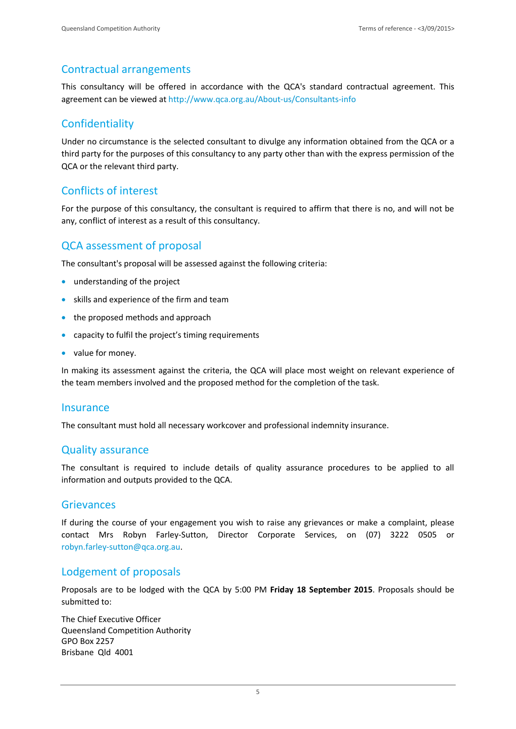## Contractual arrangements

This consultancy will be offered in accordance with the QCA's standard contractual agreement. This agreement can be viewed at http://www.qca.org.au/About-us/Consultants-info

## Confidentiality

Under no circumstance is the selected consultant to divulge any information obtained from the QCA or a third party for the purposes of this consultancy to any party other than with the express permission of the QCA or the relevant third party.

## Conflicts of interest

For the purpose of this consultancy, the consultant is required to affirm that there is no, and will not be any, conflict of interest as a result of this consultancy.

## QCA assessment of proposal

The consultant's proposal will be assessed against the following criteria:

- understanding of the project
- skills and experience of the firm and team
- the proposed methods and approach
- capacity to fulfil the project's timing requirements
- value for money.

In making its assessment against the criteria, the QCA will place most weight on relevant experience of the team members involved and the proposed method for the completion of the task.

## Insurance

The consultant must hold all necessary workcover and professional indemnity insurance.

## Quality assurance

The consultant is required to include details of quality assurance procedures to be applied to all information and outputs provided to the QCA.

## Grievances

If during the course of your engagement you wish to raise any grievances or make a complaint, please contact Mrs Robyn Farley-Sutton, Director Corporate Services, on (07) 3222 0505 or robyn.farley-sutton@qca.org.au.

## Lodgement of proposals

Proposals are to be lodged with the QCA by 5:00 PM **Friday 18 September 2015**. Proposals should be submitted to:

The Chief Executive Officer
Queensland Competition Authority
GPO Box 2257
Brisbane Qld 4001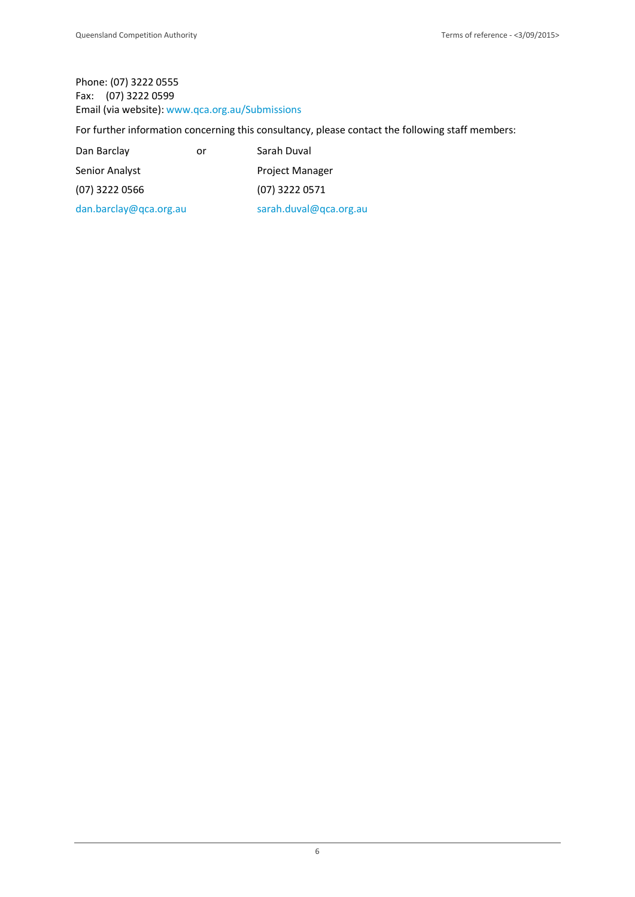Phone: (07) 3222 0555
Fax: (07) 3222 0599
Email (via website): www.qca.org.au/Submissions

For further information concerning this consultancy, please contact the following staff members:

| | | |
|---|---|---|
| Dan Barclay | or | Sarah Duval |
| Senior Analyst | | Project Manager |
| (07) 3222 0566 | | (07) 3222 0571 |
| dan.barclay@qca.org.au | | sarah.duval@qca.org.au |